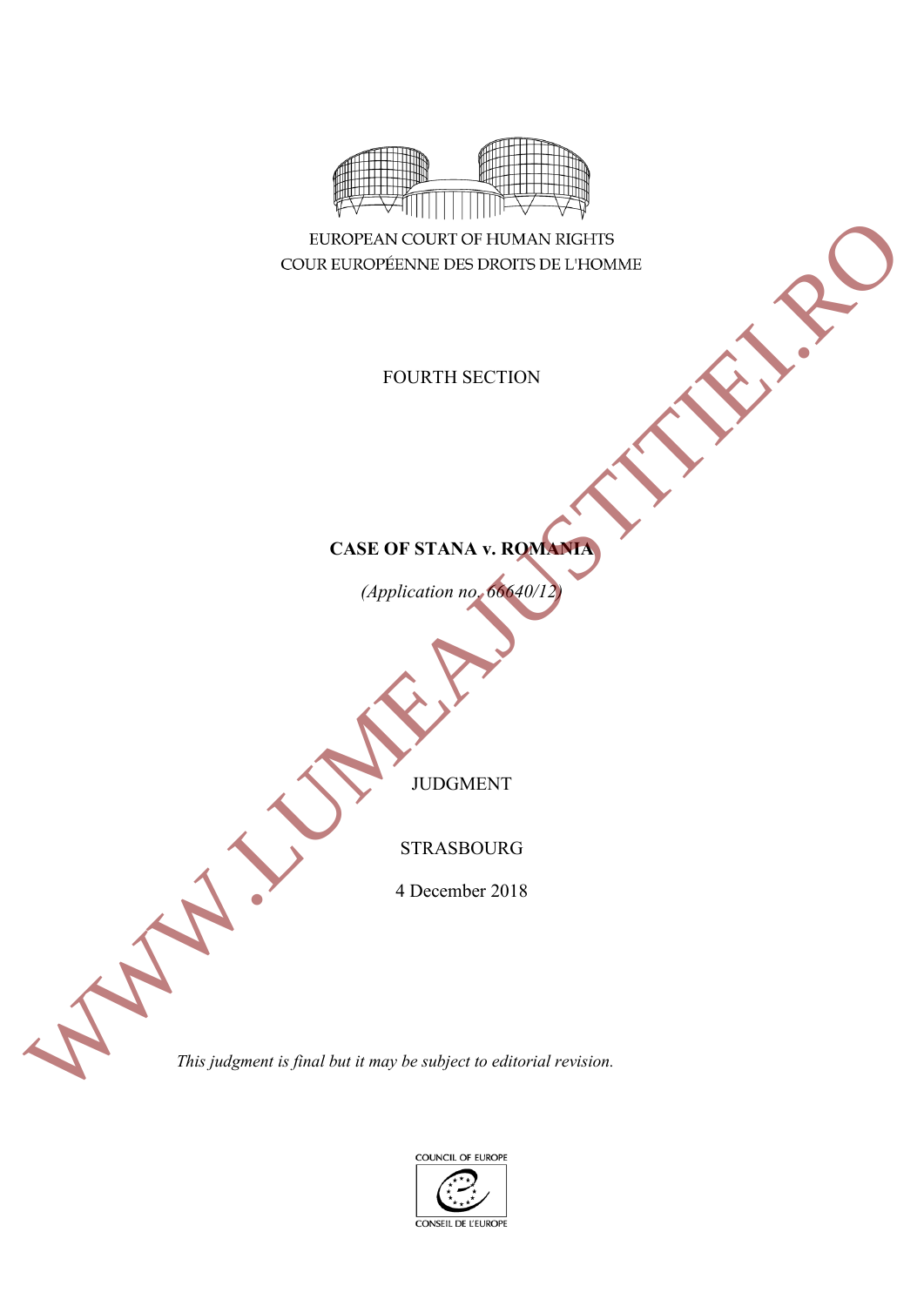EUROPEAN COURT OF HUMAN RIGHTS
COUR EUROPÉENNE DES DROITS DE L'HOMME

FOURTH SECTION

**CASE OF STANA v. ROMANIA**

*(Application no. 66640/12)*

JUDGMENT

STRASBOURG

4 December 2018

*This judgment is final but it may be subject to editorial revision.*

COUNCIL OF EUROPE
CONSEIL DE L'EUROPE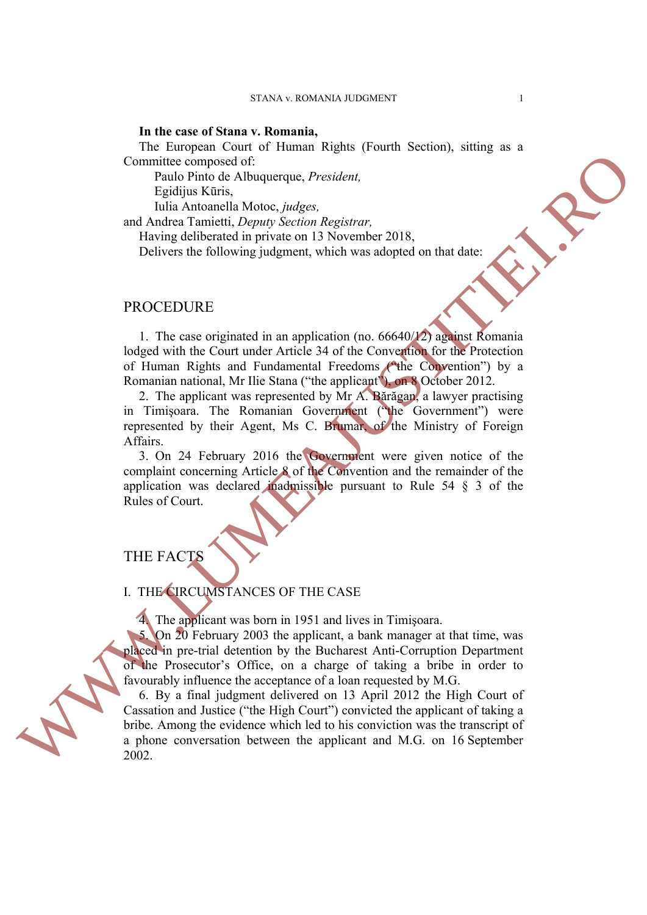**In the case of Stana v. Romania,**

The European Court of Human Rights (Fourth Section), sitting as a Committee composed of:

Paulo Pinto de Albuquerque, *President,*
Egidijus Kūris,
Iulia Antoanella Motoc, *judges,*
and Andrea Tamietti, *Deputy Section Registrar,*

Having deliberated in private on 13 November 2018,

Delivers the following judgment, which was adopted on that date:

# PROCEDURE

1. The case originated in an application (no. 66640/12) against Romania lodged with the Court under Article 34 of the Convention for the Protection of Human Rights and Fundamental Freedoms ("the Convention") by a Romanian national, Mr Ilie Stana ("the applicant"), on 8 October 2012.

2. The applicant was represented by Mr A. Bărăgan, a lawyer practising in Timişoara. The Romanian Government ("the Government") were represented by their Agent, Ms C. Brumar, of the Ministry of Foreign Affairs.

3. On 24 February 2016 the Government were given notice of the complaint concerning Article 8 of the Convention and the remainder of the application was declared inadmissible pursuant to Rule 54 § 3 of the Rules of Court.

# THE FACTS

## I. THE CIRCUMSTANCES OF THE CASE

4. The applicant was born in 1951 and lives in Timişoara.

5. On 20 February 2003 the applicant, a bank manager at that time, was placed in pre-trial detention by the Bucharest Anti-Corruption Department of the Prosecutor's Office, on a charge of taking a bribe in order to favourably influence the acceptance of a loan requested by M.G.

6. By a final judgment delivered on 13 April 2012 the High Court of Cassation and Justice ("the High Court") convicted the applicant of taking a bribe. Among the evidence which led to his conviction was the transcript of a phone conversation between the applicant and M.G. on 16 September 2002.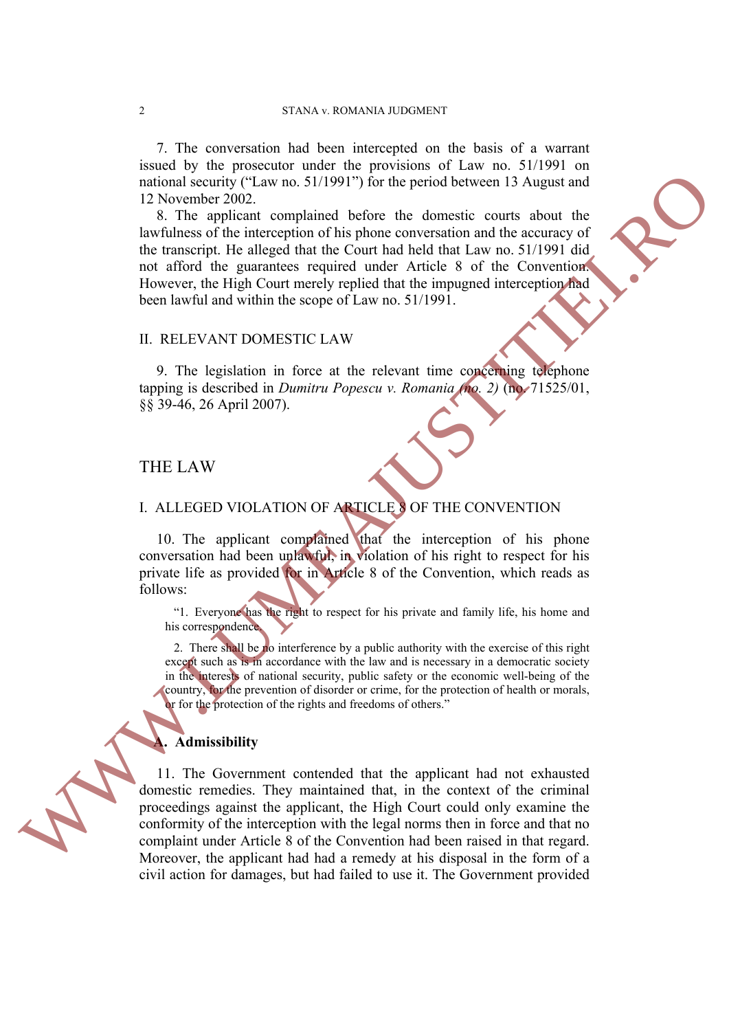7. The conversation had been intercepted on the basis of a warrant issued by the prosecutor under the provisions of Law no. 51/1991 on national security ("Law no. 51/1991") for the period between 13 August and 12 November 2002.

8. The applicant complained before the domestic courts about the lawfulness of the interception of his phone conversation and the accuracy of the transcript. He alleged that the Court had held that Law no. 51/1991 did not afford the guarantees required under Article 8 of the Convention. However, the High Court merely replied that the impugned interception had been lawful and within the scope of Law no. 51/1991.

## II. RELEVANT DOMESTIC LAW

9. The legislation in force at the relevant time concerning telephone tapping is described in *Dumitru Popescu v. Romania (no. 2)* (no. 71525/01, §§ 39-46, 26 April 2007).

# THE LAW

## I. ALLEGED VIOLATION OF ARTICLE 8 OF THE CONVENTION

10. The applicant complained that the interception of his phone conversation had been unlawful, in violation of his right to respect for his private life as provided for in Article 8 of the Convention, which reads as follows:

> "1. Everyone has the right to respect for his private and family life, his home and his correspondence.
>
> 2. There shall be no interference by a public authority with the exercise of this right except such as is in accordance with the law and is necessary in a democratic society in the interests of national security, public safety or the economic well-being of the country, for the prevention of disorder or crime, for the protection of health or morals, or for the protection of the rights and freedoms of others."

### A. Admissibility

11. The Government contended that the applicant had not exhausted domestic remedies. They maintained that, in the context of the criminal proceedings against the applicant, the High Court could only examine the conformity of the interception with the legal norms then in force and that no complaint under Article 8 of the Convention had been raised in that regard. Moreover, the applicant had had a remedy at his disposal in the form of a civil action for damages, but had failed to use it. The Government provided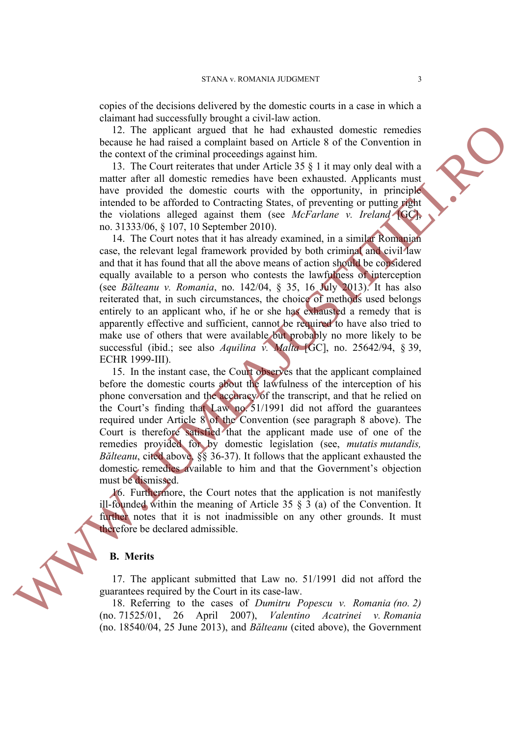copies of the decisions delivered by the domestic courts in a case in which a claimant had successfully brought a civil-law action.

12. The applicant argued that he had exhausted domestic remedies because he had raised a complaint based on Article 8 of the Convention in the context of the criminal proceedings against him.

13. The Court reiterates that under Article 35 § 1 it may only deal with a matter after all domestic remedies have been exhausted. Applicants must have provided the domestic courts with the opportunity, in principle intended to be afforded to Contracting States, of preventing or putting right the violations alleged against them (see *McFarlane v. Ireland* [GC], no. 31333/06, § 107, 10 September 2010).

14. The Court notes that it has already examined, in a similar Romanian case, the relevant legal framework provided by both criminal and civil law and that it has found that all the above means of action should be considered equally available to a person who contests the lawfulness of interception (see *Bălteanu v. Romania*, no. 142/04, § 35, 16 July 2013). It has also reiterated that, in such circumstances, the choice of methods used belongs entirely to an applicant who, if he or she has exhausted a remedy that is apparently effective and sufficient, cannot be required to have also tried to make use of others that were available but probably no more likely to be successful (ibid.; see also *Aquilina v. Malta* [GC], no. 25642/94, § 39, ECHR 1999-III).

15. In the instant case, the Court observes that the applicant complained before the domestic courts about the lawfulness of the interception of his phone conversation and the accuracy of the transcript, and that he relied on the Court's finding that Law no. 51/1991 did not afford the guarantees required under Article 8 of the Convention (see paragraph 8 above). The Court is therefore satisfied that the applicant made use of one of the remedies provided for by domestic legislation (see, *mutatis mutandis, Bălteanu*, cited above, §§ 36-37). It follows that the applicant exhausted the domestic remedies available to him and that the Government's objection must be dismissed.

16. Furthermore, the Court notes that the application is not manifestly ill-founded within the meaning of Article 35 § 3 (a) of the Convention. It further notes that it is not inadmissible on any other grounds. It must therefore be declared admissible.

## B. Merits

17. The applicant submitted that Law no. 51/1991 did not afford the guarantees required by the Court in its case-law.

18. Referring to the cases of *Dumitru Popescu v. Romania (no. 2)* (no. 71525/01, 26 April 2007), *Valentino Acatrinei v. Romania* (no. 18540/04, 25 June 2013), and *Bălteanu* (cited above), the Government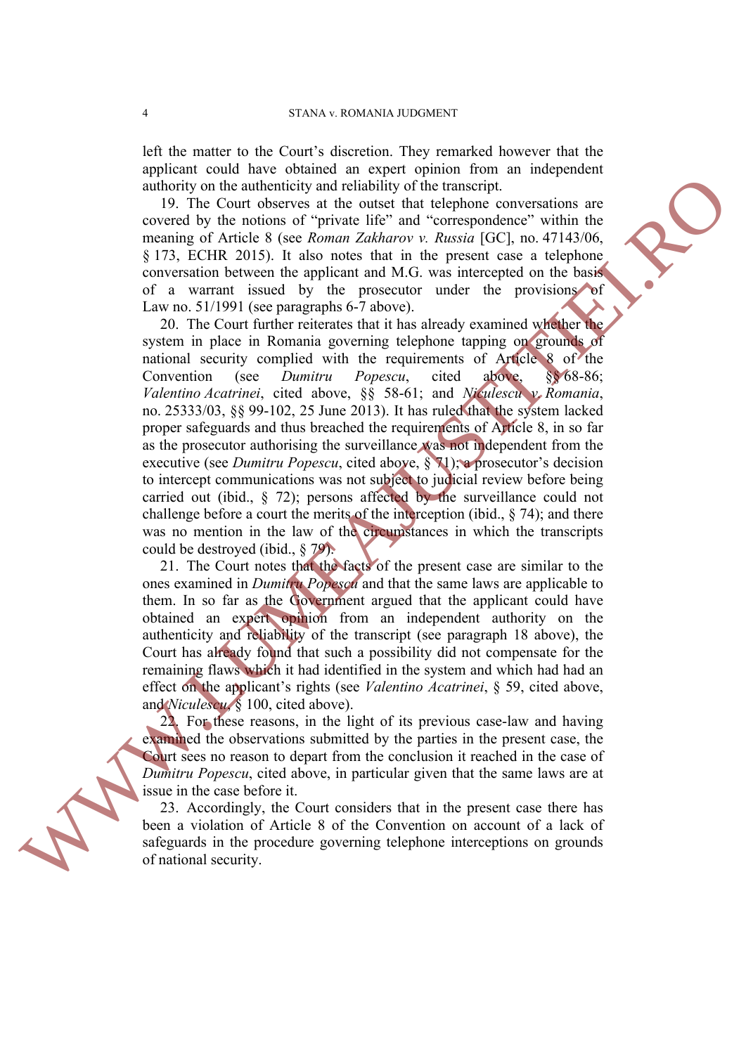left the matter to the Court's discretion. They remarked however that the applicant could have obtained an expert opinion from an independent authority on the authenticity and reliability of the transcript.

19. The Court observes at the outset that telephone conversations are covered by the notions of "private life" and "correspondence" within the meaning of Article 8 (see *Roman Zakharov v. Russia* [GC], no. 47143/06, § 173, ECHR 2015). It also notes that in the present case a telephone conversation between the applicant and M.G. was intercepted on the basis of a warrant issued by the prosecutor under the provisions of Law no. 51/1991 (see paragraphs 6-7 above).

20. The Court further reiterates that it has already examined whether the system in place in Romania governing telephone tapping on grounds of national security complied with the requirements of Article 8 of the Convention (see *Dumitru Popescu*, cited above, §§ 68-86; *Valentino Acatrinei*, cited above, §§ 58-61; and *Niculescu v. Romania*, no. 25333/03, §§ 99-102, 25 June 2013). It has ruled that the system lacked proper safeguards and thus breached the requirements of Article 8, in so far as the prosecutor authorising the surveillance was not independent from the executive (see *Dumitru Popescu*, cited above, § 71); a prosecutor's decision to intercept communications was not subject to judicial review before being carried out (ibid., § 72); persons affected by the surveillance could not challenge before a court the merits of the interception (ibid., § 74); and there was no mention in the law of the circumstances in which the transcripts could be destroyed (ibid., § 79).

21. The Court notes that the facts of the present case are similar to the ones examined in *Dumitru Popescu* and that the same laws are applicable to them. In so far as the Government argued that the applicant could have obtained an expert opinion from an independent authority on the authenticity and reliability of the transcript (see paragraph 18 above), the Court has already found that such a possibility did not compensate for the remaining flaws which it had identified in the system and which had had an effect on the applicant's rights (see *Valentino Acatrinei*, § 59, cited above, and *Niculescu*, § 100, cited above).

22. For these reasons, in the light of its previous case-law and having examined the observations submitted by the parties in the present case, the Court sees no reason to depart from the conclusion it reached in the case of *Dumitru Popescu*, cited above, in particular given that the same laws are at issue in the case before it.

23. Accordingly, the Court considers that in the present case there has been a violation of Article 8 of the Convention on account of a lack of safeguards in the procedure governing telephone interceptions on grounds of national security.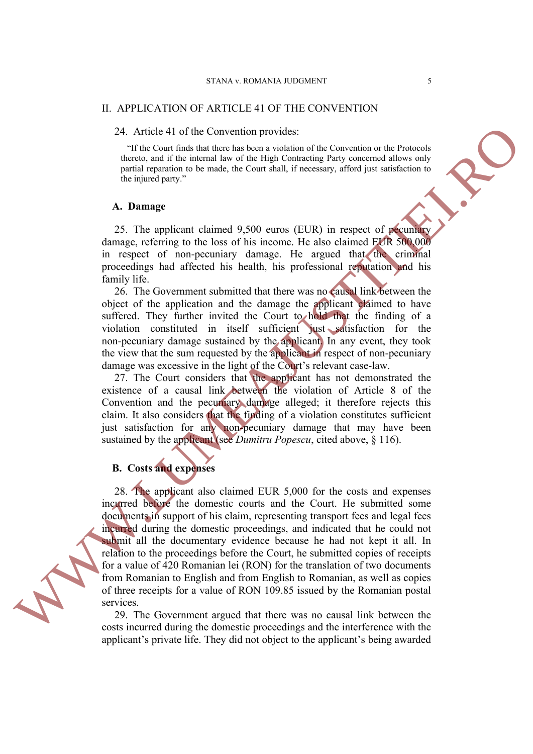## II. APPLICATION OF ARTICLE 41 OF THE CONVENTION

24. Article 41 of the Convention provides:

> "If the Court finds that there has been a violation of the Convention or the Protocols thereto, and if the internal law of the High Contracting Party concerned allows only partial reparation to be made, the Court shall, if necessary, afford just satisfaction to the injured party."

### A. Damage

25. The applicant claimed 9,500 euros (EUR) in respect of pecuniary damage, referring to the loss of his income. He also claimed EUR 500,000 in respect of non-pecuniary damage. He argued that the criminal proceedings had affected his health, his professional reputation and his family life.

26. The Government submitted that there was no causal link between the object of the application and the damage the applicant claimed to have suffered. They further invited the Court to hold that the finding of a violation constituted in itself sufficient just satisfaction for the non-pecuniary damage sustained by the applicant. In any event, they took the view that the sum requested by the applicant in respect of non-pecuniary damage was excessive in the light of the Court's relevant case-law.

27. The Court considers that the applicant has not demonstrated the existence of a causal link between the violation of Article 8 of the Convention and the pecuniary damage alleged; it therefore rejects this claim. It also considers that the finding of a violation constitutes sufficient just satisfaction for any non-pecuniary damage that may have been sustained by the applicant (see *Dumitru Popescu*, cited above, § 116).

### B. Costs and expenses

28. The applicant also claimed EUR 5,000 for the costs and expenses incurred before the domestic courts and the Court. He submitted some documents in support of his claim, representing transport fees and legal fees incurred during the domestic proceedings, and indicated that he could not submit all the documentary evidence because he had not kept it all. In relation to the proceedings before the Court, he submitted copies of receipts for a value of 420 Romanian lei (RON) for the translation of two documents from Romanian to English and from English to Romanian, as well as copies of three receipts for a value of RON 109.85 issued by the Romanian postal services.

29. The Government argued that there was no causal link between the costs incurred during the domestic proceedings and the interference with the applicant's private life. They did not object to the applicant's being awarded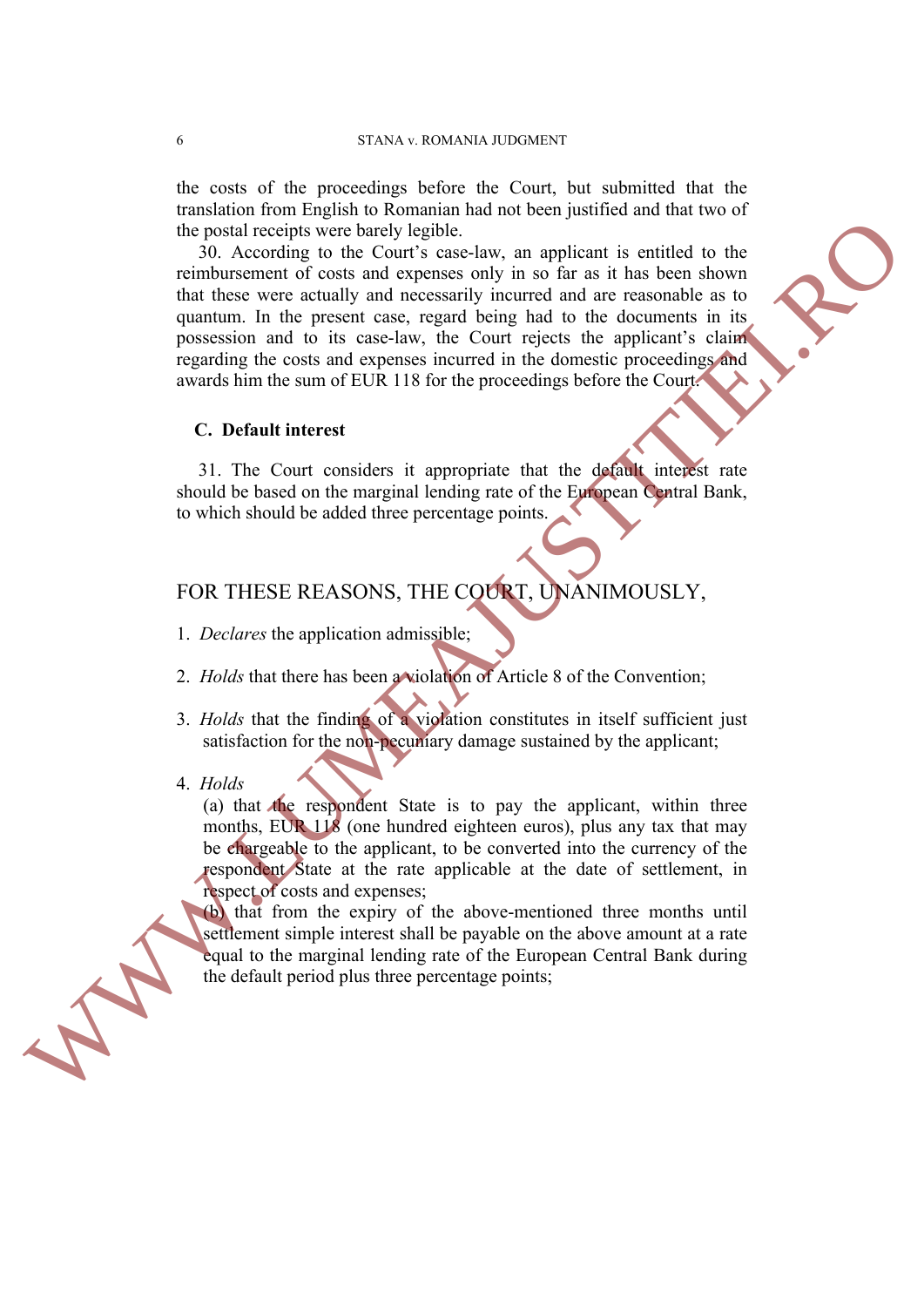the costs of the proceedings before the Court, but submitted that the translation from English to Romanian had not been justified and that two of the postal receipts were barely legible.

30. According to the Court's case-law, an applicant is entitled to the reimbursement of costs and expenses only in so far as it has been shown that these were actually and necessarily incurred and are reasonable as to quantum. In the present case, regard being had to the documents in its possession and to its case-law, the Court rejects the applicant's claim regarding the costs and expenses incurred in the domestic proceedings and awards him the sum of EUR 118 for the proceedings before the Court.

### C. Default interest

31. The Court considers it appropriate that the default interest rate should be based on the marginal lending rate of the European Central Bank, to which should be added three percentage points.

## FOR THESE REASONS, THE COURT, UNANIMOUSLY,

1. *Declares* the application admissible;

2. *Holds* that there has been a violation of Article 8 of the Convention;

3. *Holds* that the finding of a violation constitutes in itself sufficient just satisfaction for the non-pecuniary damage sustained by the applicant;

4. *Holds*

   (a) that the respondent State is to pay the applicant, within three months, EUR 118 (one hundred eighteen euros), plus any tax that may be chargeable to the applicant, to be converted into the currency of the respondent State at the rate applicable at the date of settlement, in respect of costs and expenses;

   (b) that from the expiry of the above-mentioned three months until settlement simple interest shall be payable on the above amount at a rate equal to the marginal lending rate of the European Central Bank during the default period plus three percentage points;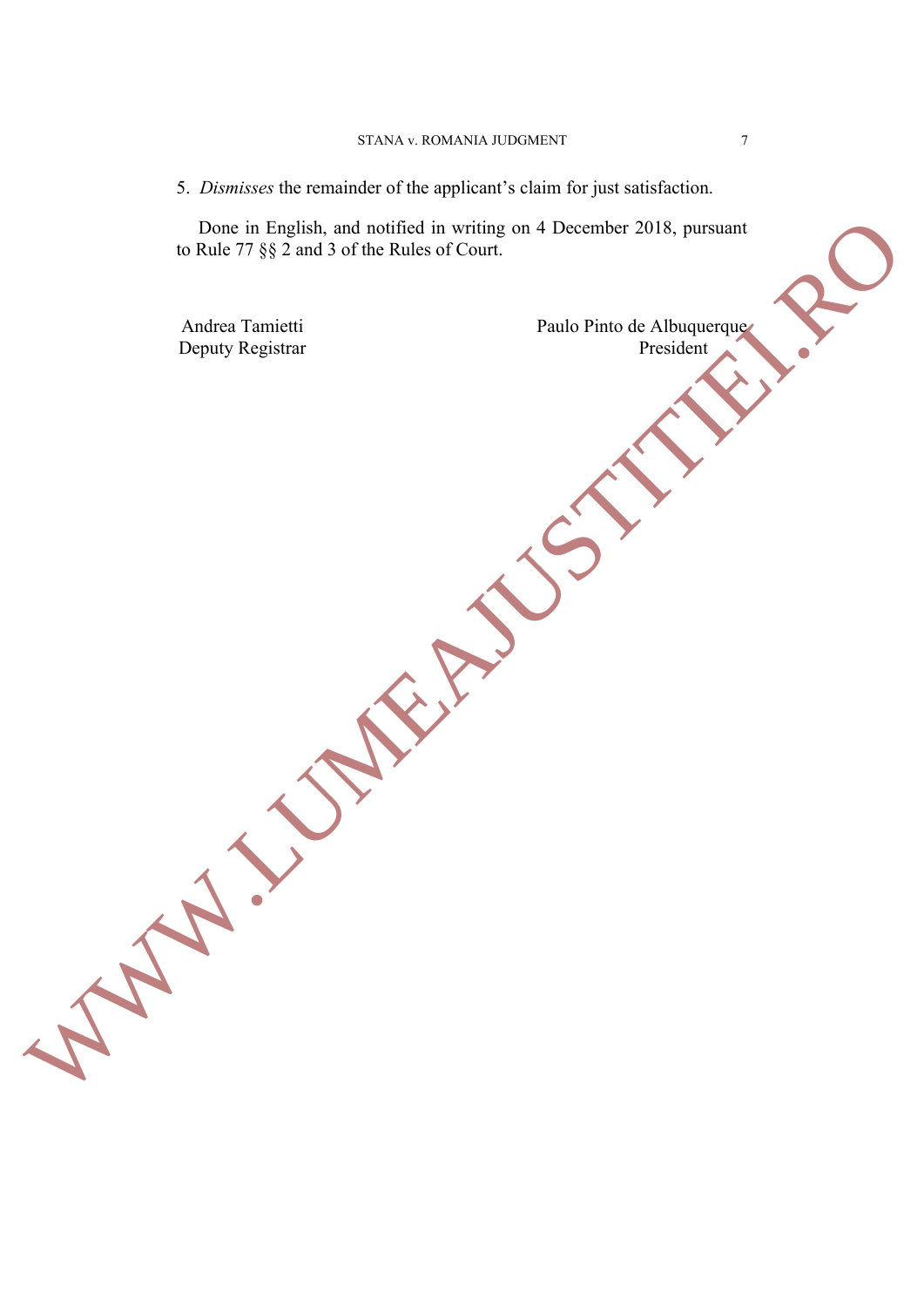5. *Dismisses* the remainder of the applicant's claim for just satisfaction.

Done in English, and notified in writing on 4 December 2018, pursuant to Rule 77 §§ 2 and 3 of the Rules of Court.

| | |
|---|---|
| Andrea Tamietti | Paulo Pinto de Albuquerque |
| Deputy Registrar | President |